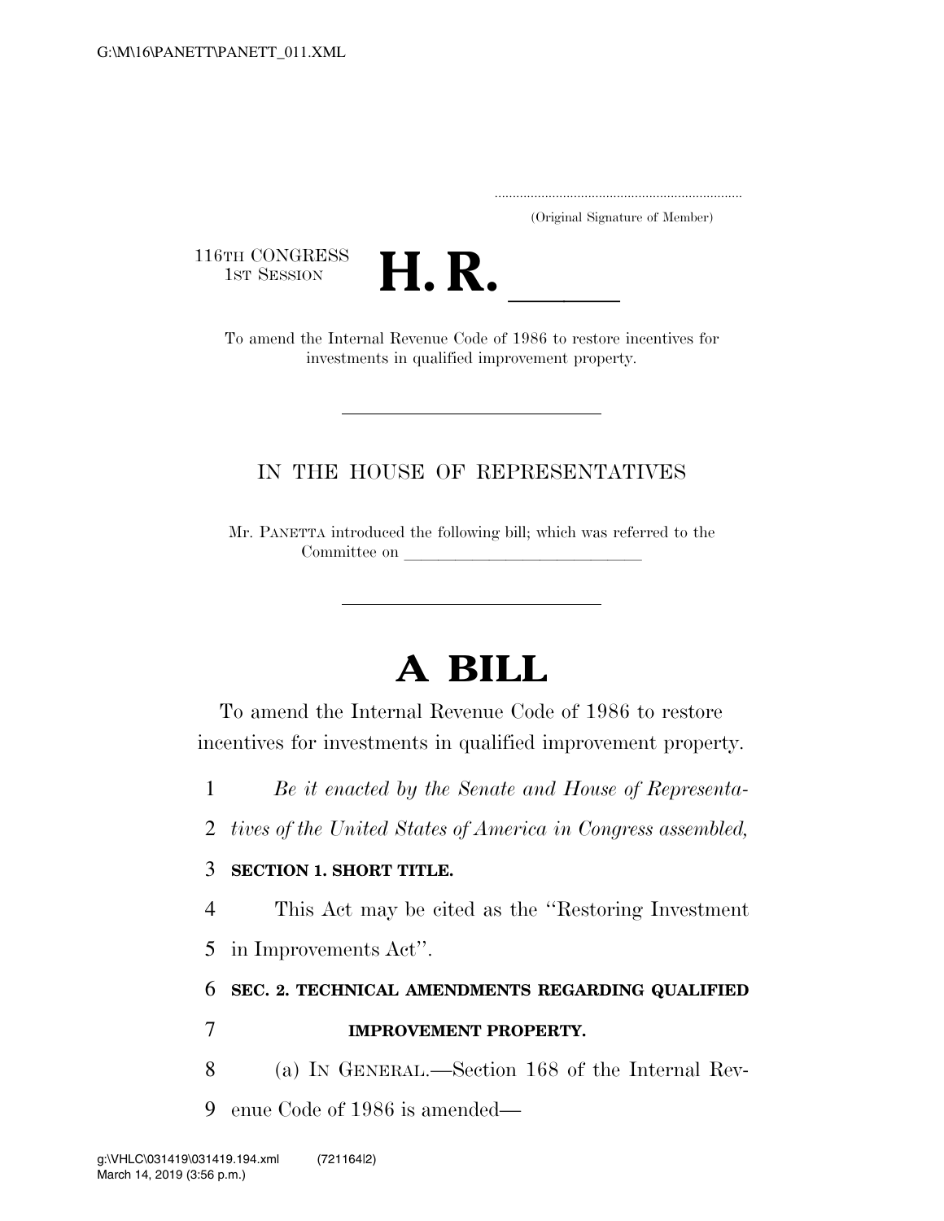(Original Signature of Member)

116TH CONGRESS
1ST SESSION

# H. R. ______

To amend the Internal Revenue Code of 1986 to restore incentives for investments in qualified improvement property.

---

IN THE HOUSE OF REPRESENTATIVES

Mr. PANETTA introduced the following bill; which was referred to the Committee on ______________________________

---

# A BILL

To amend the Internal Revenue Code of 1986 to restore incentives for investments in qualified improvement property.

1 *Be it enacted by the Senate and House of Representa-*
2 *tives of the United States of America in Congress assembled,*

3 **SECTION 1. SHORT TITLE.**

4 This Act may be cited as the "Restoring Investment
5 in Improvements Act".

6 **SEC. 2. TECHNICAL AMENDMENTS REGARDING QUALIFIED**
7 **IMPROVEMENT PROPERTY.**

8 (a) IN GENERAL.—Section 168 of the Internal Rev-
9 enue Code of 1986 is amended—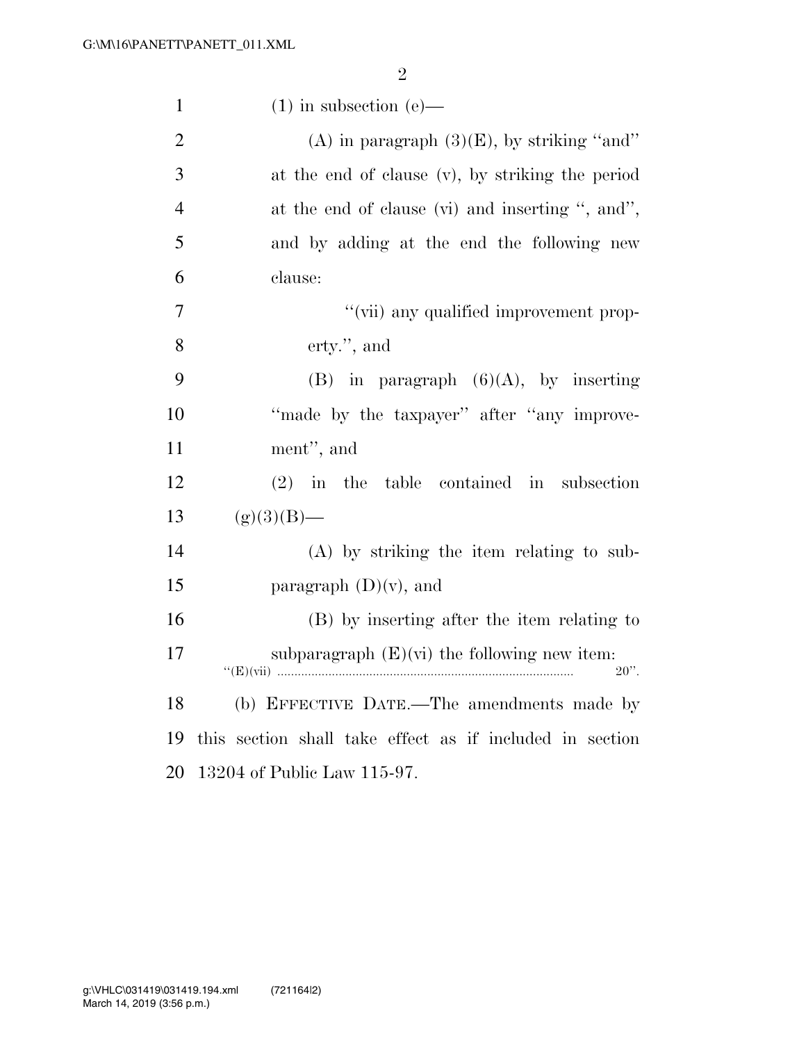(1) in subsection (e)—

(A) in paragraph (3)(E), by striking ''and'' at the end of clause (v), by striking the period at the end of clause (vi) and inserting '', and'', and by adding at the end the following new clause:

''(vii) any qualified improvement property.'', and

(B) in paragraph (6)(A), by inserting ''made by the taxpayer'' after ''any improvement'', and

(2) in the table contained in subsection (g)(3)(B)—

(A) by striking the item relating to subparagraph (D)(v), and

(B) by inserting after the item relating to subparagraph (E)(vi) the following new item:

''(E)(vii) .......................................................................................... 20''.

(b) EFFECTIVE DATE.—The amendments made by this section shall take effect as if included in section 13204 of Public Law 115-97.